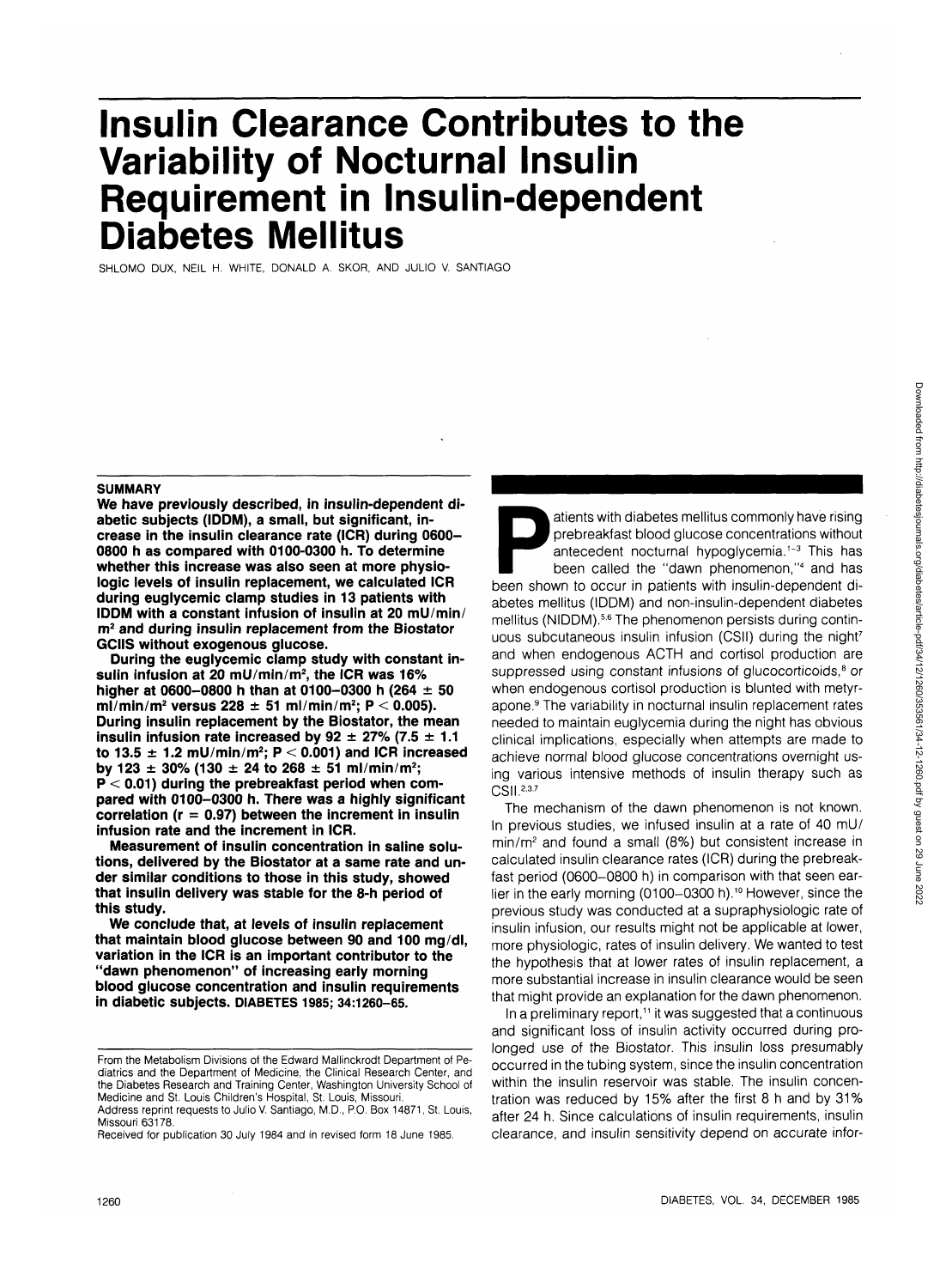# Insulin Clearance Contributes to the Variability of Nocturnal Insulin Requirement in Insulin-dependent Diabetes Mellitus

SHLOMO DUX, NEIL H. WHITE, DONALD A. SKOR, AND JULIO V. SANTIAGO

## SUMMARY

**We have previously described, in insulin-dependent diabetic subjects (IDDM), a small, but significant, increase in the insulin clearance rate (ICR) during 0600–0800 h as compared with 0100–0300 h. To determine whether this increase was also seen at more physiologic levels of insulin replacement, we calculated ICR during euglycemic clamp studies in 13 patients with IDDM with a constant infusion of insulin at 20 mU/min/m² and during insulin replacement from the Biostator GCIIS without exogenous glucose.**

**During the euglycemic clamp study with constant insulin infusion at 20 mU/min/m², the ICR was 16% higher at 0600–0800 h than at 0100–0300 h (264 ± 50 ml/min/m² versus 228 ± 51 ml/min/m²; $P < 0.005$). During insulin replacement by the Biostator, the mean insulin infusion rate increased by 92 ± 27% (7.5 ± 1.1 to 13.5 ± 1.2 mU/min/m²; $P < 0.001$) and ICR increased by 123 ± 30% (130 ± 24 to 268 ± 51 ml/min/m²; $P < 0.01$) during the prebreakfast period when compared with 0100–0300 h. There was a highly significant correlation ($r = 0.97$) between the increment in insulin infusion rate and the increment in ICR.**

**Measurement of insulin concentration in saline solutions, delivered by the Biostator at a same rate and under similar conditions to those in this study, showed that insulin delivery was stable for the 8-h period of this study.**

**We conclude that, at levels of insulin replacement that maintain blood glucose between 90 and 100 mg/dl, variation in the ICR is an important contributor to the "dawn phenomenon" of increasing early morning blood glucose concentration and insulin requirements in diabetic subjects. DIABETES 1985; 34:1260–65.**

From the Metabolism Divisions of the Edward Mallinckrodt Department of Pediatrics and the Department of Medicine, the Clinical Research Center, and the Diabetes Research and Training Center, Washington University School of Medicine and St. Louis Children's Hospital, St. Louis, Missouri.

Address reprint requests to Julio V. Santiago, M.D., P.O. Box 14871, St. Louis, Missouri 63178.

Received for publication 30 July 1984 and in revised form 18 June 1985.

Patients with diabetes mellitus commonly have rising prebreakfast blood glucose concentrations without antecedent nocturnal hypoglycemia.[1–3] This has been called the "dawn phenomenon,"[4] and has been shown to occur in patients with insulin-dependent diabetes mellitus (IDDM) and non-insulin-dependent diabetes mellitus (NIDDM).[5,6] The phenomenon persists during continuous subcutaneous insulin infusion (CSII) during the night[7] and when endogenous ACTH and cortisol production are suppressed using constant infusions of glucocorticoids,[8] or when endogenous cortisol production is blunted with metyrapone.[9] The variability in nocturnal insulin replacement rates needed to maintain euglycemia during the night has obvious clinical implications, especially when attempts are made to achieve normal blood glucose concentrations overnight using various intensive methods of insulin therapy such as CSII.[2,3,7]

The mechanism of the dawn phenomenon is not known. In previous studies, we infused insulin at a rate of 40 mU/min/m² and found a small (8%) but consistent increase in calculated insulin clearance rates (ICR) during the prebreakfast period (0600–0800 h) in comparison with that seen earlier in the early morning (0100–0300 h).[10] However, since the previous study was conducted at a supraphysiologic rate of insulin infusion, our results might not be applicable at lower, more physiologic, rates of insulin delivery. We wanted to test the hypothesis that at lower rates of insulin replacement, a more substantial increase in insulin clearance would be seen that might provide an explanation for the dawn phenomenon.

In a preliminary report,[11] it was suggested that a continuous and significant loss of insulin activity occurred during prolonged use of the Biostator. This insulin loss presumably occurred in the tubing system, since the insulin concentration within the insulin reservoir was stable. The insulin concentration was reduced by 15% after the first 8 h and by 31% after 24 h. Since calculations of insulin requirements, insulin clearance, and insulin sensitivity depend on accurate infor-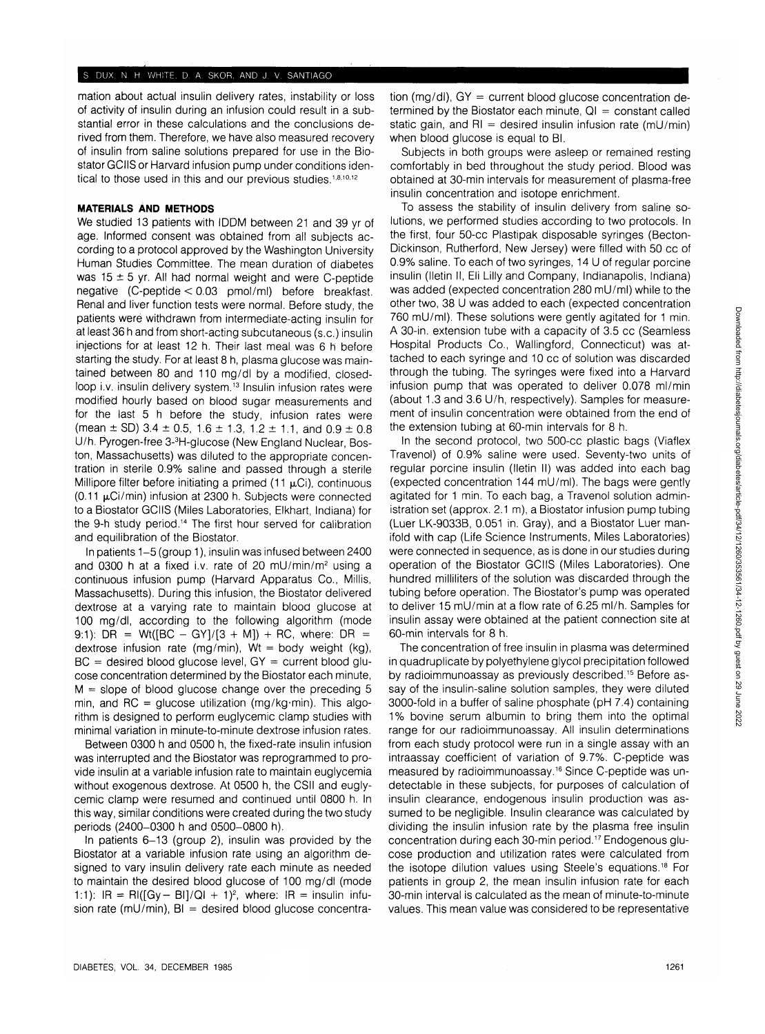mation about actual insulin delivery rates, instability or loss of activity of insulin during an infusion could result in a substantial error in these calculations and the conclusions derived from them. Therefore, we have also measured recovery of insulin from saline solutions prepared for use in the Biostator GCIIS or Harvard infusion pump under conditions identical to those used in this and our previous studies.[1,8,10,12]

## MATERIALS AND METHODS

We studied 13 patients with IDDM between 21 and 39 yr of age. Informed consent was obtained from all subjects according to a protocol approved by the Washington University Human Studies Committee. The mean duration of diabetes was 15 ± 5 yr. All had normal weight and were C-peptide negative (C-peptide < 0.03 pmol/ml) before breakfast. Renal and liver function tests were normal. Before study, the patients were withdrawn from intermediate-acting insulin for at least 36 h and from short-acting subcutaneous (s.c.) insulin injections for at least 12 h. Their last meal was 6 h before starting the study. For at least 8 h, plasma glucose was maintained between 80 and 110 mg/dl by a modified, closed-loop i.v. insulin delivery system.[13] Insulin infusion rates were modified hourly based on blood sugar measurements and for the last 5 h before the study, infusion rates were (mean ± SD) 3.4 ± 0.5, 1.6 ± 1.3, 1.2 ± 1.1, and 0.9 ± 0.8 U/h. Pyrogen-free 3-$^3$H-glucose (New England Nuclear, Boston, Massachusetts) was diluted to the appropriate concentration in sterile 0.9% saline and passed through a sterile Millipore filter before initiating a primed (11 μCi), continuous (0.11 μCi/min) infusion at 2300 h. Subjects were connected to a Biostator GCIIS (Miles Laboratories, Elkhart, Indiana) for the 9-h study period.[14] The first hour served for calibration and equilibration of the Biostator.

In patients 1–5 (group 1), insulin was infused between 2400 and 0300 h at a fixed i.v. rate of 20 mU/min/m$^2$ using a continuous infusion pump (Harvard Apparatus Co., Millis, Massachusetts). During this infusion, the Biostator delivered dextrose at a varying rate to maintain blood glucose at 100 mg/dl, according to the following algorithm (mode 9:1): $DR = Wt([BC - GY]/[3 + M]) + RC$, where: DR = dextrose infusion rate (mg/min), Wt = body weight (kg), BC = desired blood glucose level, GY = current blood glucose concentration determined by the Biostator each minute, M = slope of blood glucose change over the preceding 5 min, and RC = glucose utilization (mg/kg·min). This algorithm is designed to perform euglycemic clamp studies with minimal variation in minute-to-minute dextrose infusion rates.

Between 0300 h and 0500 h, the fixed-rate insulin infusion was interrupted and the Biostator was reprogrammed to provide insulin at a variable infusion rate to maintain euglycemia without exogenous dextrose. At 0500 h, the CSII and euglycemic clamp were resumed and continued until 0800 h. In this way, similar conditions were created during the two study periods (2400–0300 h and 0500–0800 h).

In patients 6–13 (group 2), insulin was provided by the Biostator at a variable infusion rate using an algorithm designed to vary insulin delivery rate each minute as needed to maintain the desired blood glucose of 100 mg/dl (mode 1:1): $IR = RI([Gy - BI]/QI + 1)^2$, where: IR = insulin infusion rate (mU/min), BI = desired blood glucose concentration (mg/dl), GY = current blood glucose concentration determined by the Biostator each minute, QI = constant called static gain, and RI = desired insulin infusion rate (mU/min) when blood glucose is equal to BI.

Subjects in both groups were asleep or remained resting comfortably in bed throughout the study period. Blood was obtained at 30-min intervals for measurement of plasma-free insulin concentration and isotope enrichment.

To assess the stability of insulin delivery from saline solutions, we performed studies according to two protocols. In the first, four 50-cc Plastipak disposable syringes (Becton-Dickinson, Rutherford, New Jersey) were filled with 50 cc of 0.9% saline. To each of two syringes, 14 U of regular porcine insulin (Iletin II, Eli Lilly and Company, Indianapolis, Indiana) was added (expected concentration 280 mU/ml) while to the other two, 38 U was added to each (expected concentration 760 mU/ml). These solutions were gently agitated for 1 min. A 30-in. extension tube with a capacity of 3.5 cc (Seamless Hospital Products Co., Wallingford, Connecticut) was attached to each syringe and 10 cc of solution was discarded through the tubing. The syringes were fixed into a Harvard infusion pump that was operated to deliver 0.078 ml/min (about 1.3 and 3.6 U/h, respectively). Samples for measurement of insulin concentration were obtained from the end of the extension tubing at 60-min intervals for 8 h.

In the second protocol, two 500-cc plastic bags (Viaflex Travenol) of 0.9% saline were used. Seventy-two units of regular porcine insulin (Iletin II) was added into each bag (expected concentration 144 mU/ml). The bags were gently agitated for 1 min. To each bag, a Travenol solution administration set (approx. 2.1 m), a Biostator infusion pump tubing (Luer LK-9033B, 0.051 in. Gray), and a Biostator Luer manifold with cap (Life Science Instruments, Miles Laboratories) were connected in sequence, as is done in our studies during operation of the Biostator GCIIS (Miles Laboratories). One hundred milliliters of the solution was discarded through the tubing before operation. The Biostator's pump was operated to deliver 15 mU/min at a flow rate of 6.25 ml/h. Samples for insulin assay were obtained at the patient connection site at 60-min intervals for 8 h.

The concentration of free insulin in plasma was determined in quadruplicate by polyethylene glycol precipitation followed by radioimmunoassay as previously described.[15] Before assay of the insulin-saline solution samples, they were diluted 3000-fold in a buffer of saline phosphate (pH 7.4) containing 1% bovine serum albumin to bring them into the optimal range for our radioimmunoassay. All insulin determinations from each study protocol were run in a single assay with an intraassay coefficient of variation of 9.7%. C-peptide was measured by radioimmunoassay.[16] Since C-peptide was undetectable in these subjects, for purposes of calculation of insulin clearance, endogenous insulin production was assumed to be negligible. Insulin clearance was calculated by dividing the insulin infusion rate by the plasma free insulin concentration during each 30-min period.[17] Endogenous glucose production and utilization rates were calculated from the isotope dilution values using Steele's equations.[18] For patients in group 2, the mean insulin infusion rate for each 30-min interval is calculated as the mean of minute-to-minute values. This mean value was considered to be representative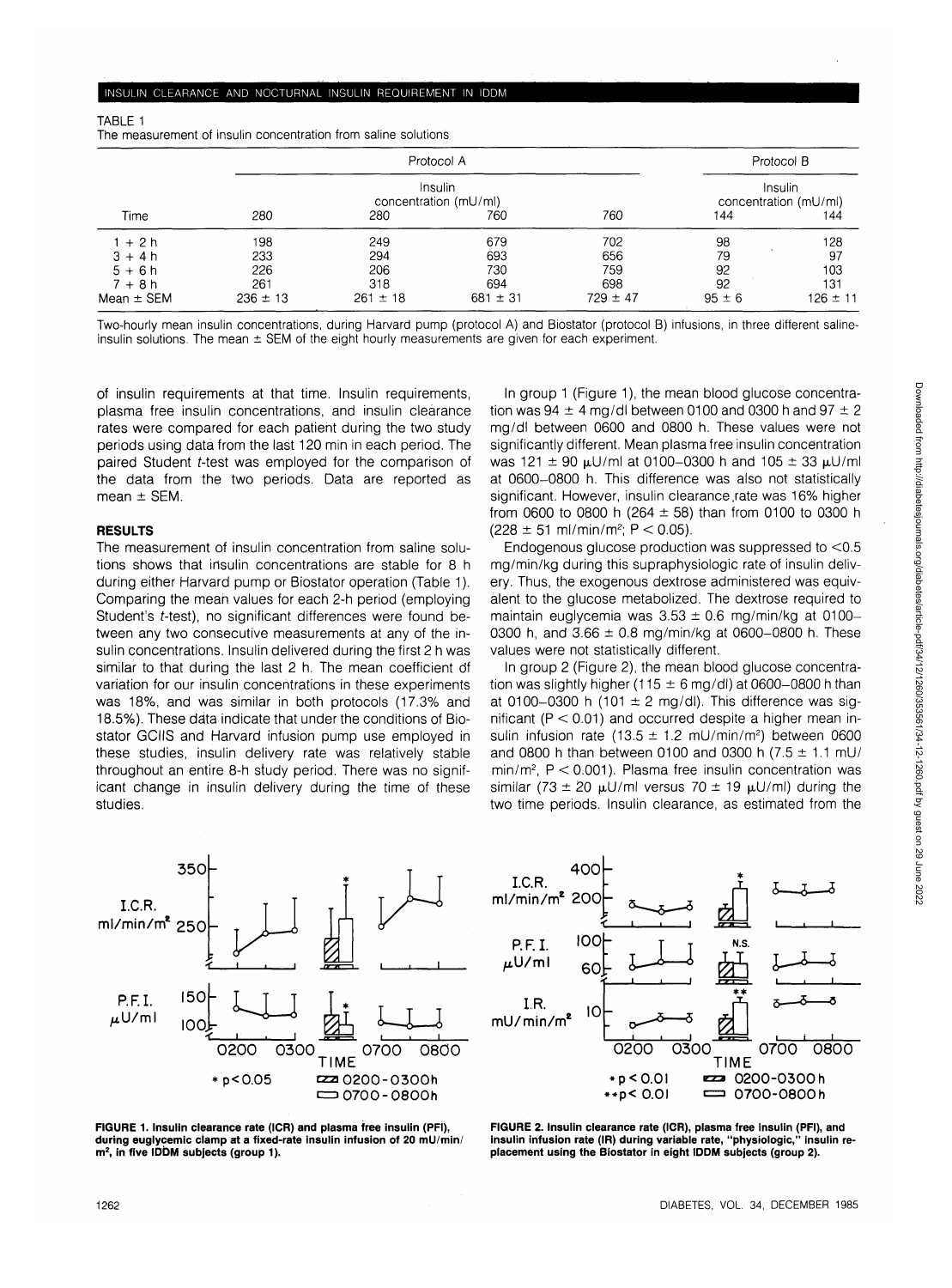TABLE 1
The measurement of insulin concentration from saline solutions

| | Protocol A | | | | Protocol B | |
|---|---|---|---|---|---|---|
| | Insulin concentration (mU/ml) | | | | Insulin concentration (mU/ml) | |
| Time | 280 | 280 | 760 | 760 | 144 | 144 |
| 1 + 2 h | 198 | 249 | 679 | 702 | 98 | 128 |
| 3 + 4 h | 233 | 294 | 693 | 656 | 79 | 97 |
| 5 + 6 h | 226 | 206 | 730 | 759 | 92 | 103 |
| 7 + 8 h | 261 | 318 | 694 | 698 | 92 | 131 |
| Mean ± SEM | 236 ± 13 | 261 ± 18 | 681 ± 31 | 729 ± 47 | 95 ± 6 | 126 ± 11 |

Two-hourly mean insulin concentrations, during Harvard pump (protocol A) and Biostator (protocol B) infusions, in three different saline-insulin solutions. The mean ± SEM of the eight hourly measurements are given for each experiment.

of insulin requirements at that time. Insulin requirements, plasma free insulin concentrations, and insulin clearance rates were compared for each patient during the two study periods using data from the last 120 min in each period. The paired Student *t*-test was employed for the comparison of the data from the two periods. Data are reported as mean ± SEM.

## RESULTS

The measurement of insulin concentration from saline solutions shows that insulin concentrations are stable for 8 h during either Harvard pump or Biostator operation (Table 1). Comparing the mean values for each 2-h period (employing Student's *t*-test), no significant differences were found between any two consecutive measurements at any of the insulin concentrations. Insulin delivered during the first 2 h was similar to that during the last 2 h. The mean coefficient of variation for our insulin concentrations in these experiments was 18%, and was similar in both protocols (17.3% and 18.5%). These data indicate that under the conditions of Biostator GCIIS and Harvard infusion pump use employed in these studies, insulin delivery rate was relatively stable throughout an entire 8-h study period. There was no significant change in insulin delivery during the time of these studies.

In group 1 (Figure 1), the mean blood glucose concentration was 94 ± 4 mg/dl between 0100 and 0300 h and 97 ± 2 mg/dl between 0600 and 0800 h. These values were not significantly different. Mean plasma free insulin concentration was 121 ± 90 μU/ml at 0100–0300 h and 105 ± 33 μU/ml at 0600–0800 h. This difference was also not statistically significant. However, insulin clearance rate was 16% higher from 0600 to 0800 h (264 ± 58) than from 0100 to 0300 h (228 ± 51 ml/min/m²; $P < 0.05$).

Endogenous glucose production was suppressed to <0.5 mg/min/kg during this supraphysiologic rate of insulin delivery. Thus, the exogenous dextrose administered was equivalent to the glucose metabolized. The dextrose required to maintain euglycemia was 3.53 ± 0.6 mg/min/kg at 0100–0300 h, and 3.66 ± 0.8 mg/min/kg at 0600–0800 h. These values were not statistically different.

In group 2 (Figure 2), the mean blood glucose concentration was slightly higher (115 ± 6 mg/dl) at 0600–0800 h than at 0100–0300 h (101 ± 2 mg/dl). This difference was significant ($P < 0.01$) and occurred despite a higher mean insulin infusion rate (13.5 ± 1.2 mU/min/m²) between 0600 and 0800 h than between 0100 and 0300 h (7.5 ± 1.1 mU/min/m², $P < 0.001$). Plasma free insulin concentration was similar (73 ± 20 μU/ml versus 70 ± 19 μU/ml) during the two time periods. Insulin clearance, as estimated from the

FIGURE 1. Insulin clearance rate (ICR) and plasma free insulin (PFI), during euglycemic clamp at a fixed-rate insulin infusion of 20 mU/min/m², in five IDDM subjects (group 1).

FIGURE 2. Insulin clearance rate (ICR), plasma free insulin (PFI), and insulin infusion rate (IR) during variable rate, "physiologic," insulin replacement using the Biostator in eight IDDM subjects (group 2).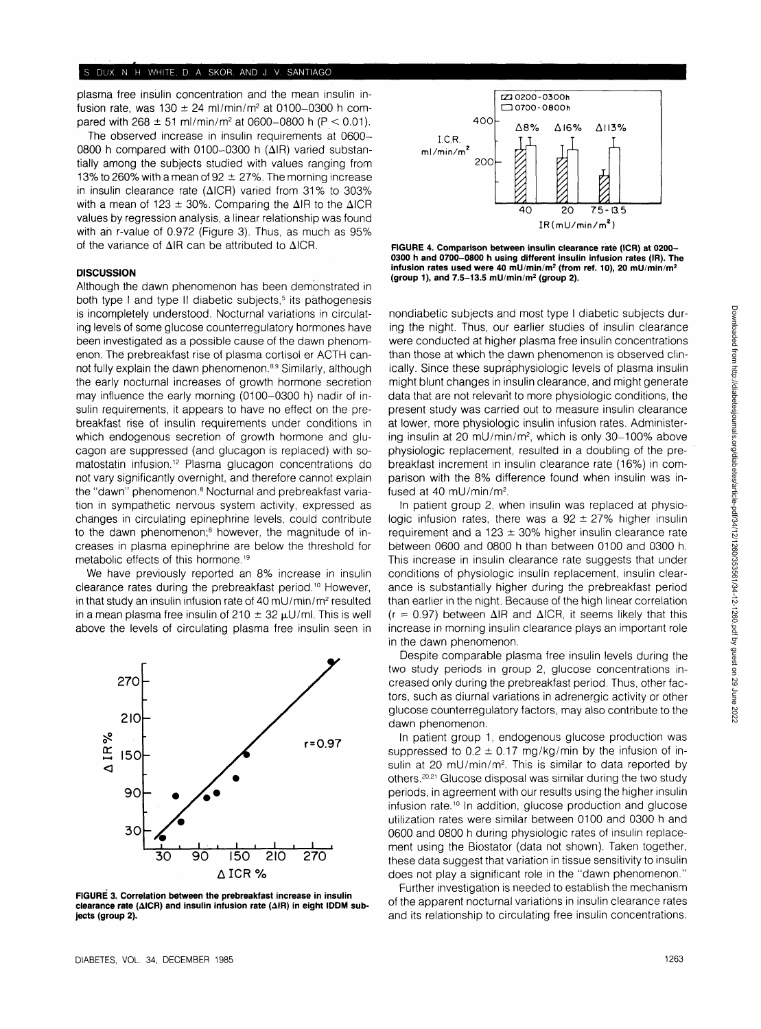plasma free insulin concentration and the mean insulin infusion rate, was 130 ± 24 ml/min/m$^2$ at 0100–0300 h compared with 268 ± 51 ml/min/m$^2$ at 0600–0800 h ($P < 0.01$).

The observed increase in insulin requirements at 0600–0800 h compared with 0100–0300 h (ΔIR) varied substantially among the subjects studied with values ranging from 13% to 260% with a mean of 92 ± 27%. The morning increase in insulin clearance rate (ΔICR) varied from 31% to 303% with a mean of 123 ± 30%. Comparing the ΔIR to the ΔICR values by regression analysis, a linear relationship was found with an r-value of 0.972 (Figure 3). Thus, as much as 95% of the variance of ΔIR can be attributed to ΔICR.

## DISCUSSION

Although the dawn phenomenon has been demonstrated in both type I and type II diabetic subjects,[5] its pathogenesis is incompletely understood. Nocturnal variations in circulating levels of some glucose counterregulatory hormones have been investigated as a possible cause of the dawn phenomenon. The prebreakfast rise of plasma cortisol or ACTH cannot fully explain the dawn phenomenon.[8,9] Similarly, although the early nocturnal increases of growth hormone secretion may influence the early morning (0100–0300 h) nadir of insulin requirements, it appears to have no effect on the prebreakfast rise of insulin requirements under conditions in which endogenous secretion of growth hormone and glucagon are suppressed (and glucagon is replaced) with somatostatin infusion.[12] Plasma glucagon concentrations do not vary significantly overnight, and therefore cannot explain the "dawn" phenomenon.[8] Nocturnal and prebreakfast variation in sympathetic nervous system activity, expressed as changes in circulating epinephrine levels, could contribute to the dawn phenomenon;[8] however, the magnitude of increases in plasma epinephrine are below the threshold for metabolic effects of this hormone.[19]

We have previously reported an 8% increase in insulin clearance rates during the prebreakfast period.[10] However, in that study an insulin infusion rate of 40 mU/min/m$^2$ resulted in a mean plasma free insulin of 210 ± 32 μU/ml. This is well above the levels of circulating plasma free insulin seen in nondiabetic subjects and most type I diabetic subjects during the night. Thus, our earlier studies of insulin clearance were conducted at higher plasma free insulin concentrations than those at which the dawn phenomenon is observed clinically. Since these supraphysiologic levels of plasma insulin might blunt changes in insulin clearance, and might generate data that are not relevant to more physiologic conditions, the present study was carried out to measure insulin clearance at lower, more physiologic insulin infusion rates. Administering insulin at 20 mU/min/m$^2$, which is only 30–100% above physiologic replacement, resulted in a doubling of the prebreakfast increment in insulin clearance rate (16%) in comparison with the 8% difference found when insulin was infused at 40 mU/min/m$^2$.

In patient group 2, when insulin was replaced at physiologic infusion rates, there was a 92 ± 27% higher insulin requirement and a 123 ± 30% higher insulin clearance rate between 0600 and 0800 h than between 0100 and 0300 h. This increase in insulin clearance rate suggests that under conditions of physiologic insulin replacement, insulin clearance is substantially higher during the prebreakfast period than earlier in the night. Because of the high linear correlation ($r = 0.97$) between ΔIR and ΔICR, it seems likely that this increase in morning insulin clearance plays an important role in the dawn phenomenon.

Despite comparable plasma free insulin levels during the two study periods in group 2, glucose concentrations increased only during the prebreakfast period. Thus, other factors, such as diurnal variations in adrenergic activity or other glucose counterregulatory factors, may also contribute to the dawn phenomenon.

In patient group 1, endogenous glucose production was suppressed to 0.2 ± 0.17 mg/kg/min by the infusion of insulin at 20 mU/min/m$^2$. This is similar to data reported by others.[20,21] Glucose disposal was similar during the two study periods, in agreement with our results using the higher insulin infusion rate.[10] In addition, glucose production and glucose utilization rates were similar between 0100 and 0300 h and 0600 and 0800 h during physiologic rates of insulin replacement using the Biostator (data not shown). Taken together, these data suggest that variation in tissue sensitivity to insulin does not play a significant role in the "dawn phenomenon."

Further investigation is needed to establish the mechanism of the apparent nocturnal variations in insulin clearance rates and its relationship to circulating free insulin concentrations.

**FIGURE 3. Correlation between the prebreakfast increase in insulin clearance rate (ΔICR) and insulin infusion rate (ΔIR) in eight IDDM subjects (group 2).**

**FIGURE 4. Comparison between insulin clearance rate (ICR) at 0200–0300 h and 0700–0800 h using different insulin infusion rates (IR). The infusion rates used were 40 mU/min/m$^2$ (from ref. 10), 20 mU/min/m$^2$ (group 1), and 7.5–13.5 mU/min/m$^2$ (group 2).**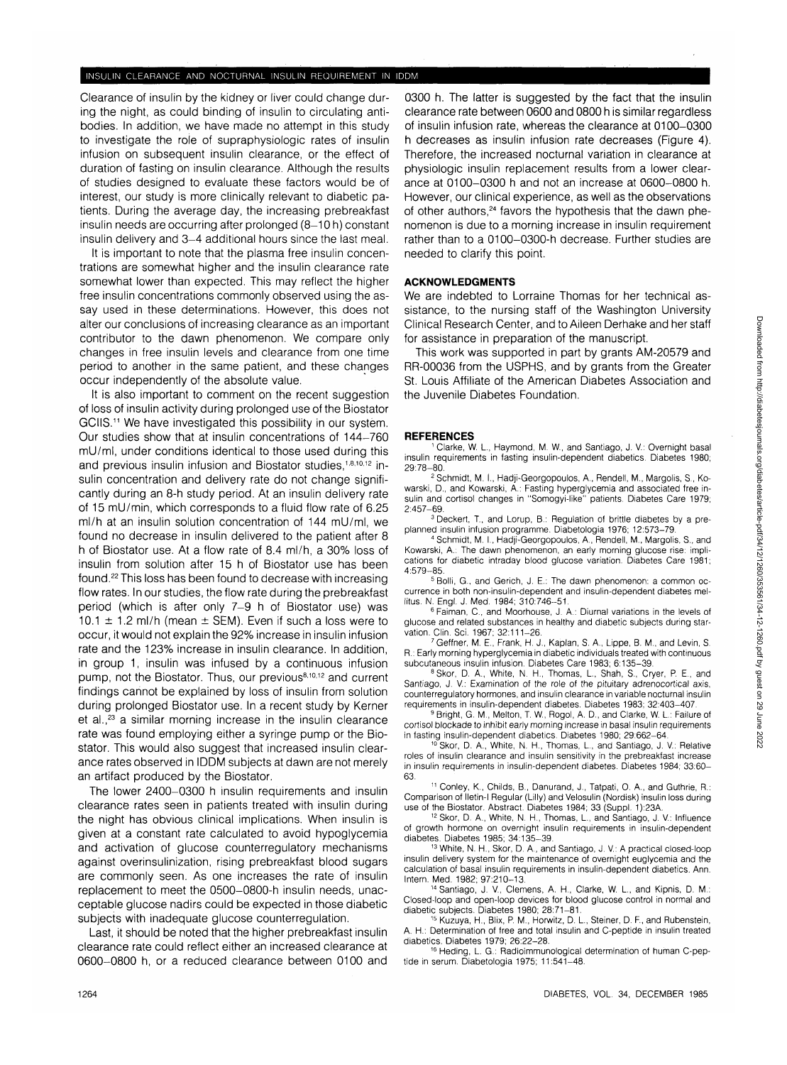Clearance of insulin by the kidney or liver could change during the night, as could binding of insulin to circulating antibodies. In addition, we have made no attempt in this study to investigate the role of supraphysiologic rates of insulin infusion on subsequent insulin clearance, or the effect of duration of fasting on insulin clearance. Although the results of studies designed to evaluate these factors would be of interest, our study is more clinically relevant to diabetic patients. During the average day, the increasing prebreakfast insulin needs are occurring after prolonged (8–10 h) constant insulin delivery and 3–4 additional hours since the last meal.

It is important to note that the plasma free insulin concentrations are somewhat higher and the insulin clearance rate somewhat lower than expected. This may reflect the higher free insulin concentrations commonly observed using the assay used in these determinations. However, this does not alter our conclusions of increasing clearance as an important contributor to the dawn phenomenon. We compare only changes in free insulin levels and clearance from one time period to another in the same patient, and these changes occur independently of the absolute value.

It is also important to comment on the recent suggestion of loss of insulin activity during prolonged use of the Biostator GCIIS.[11] We have investigated this possibility in our system. Our studies show that at insulin concentrations of 144–760 mU/ml, under conditions identical to those used during this and previous insulin infusion and Biostator studies,[1,8,10,12] insulin concentration and delivery rate do not change significantly during an 8-h study period. At an insulin delivery rate of 15 mU/min, which corresponds to a fluid flow rate of 6.25 ml/h at an insulin solution concentration of 144 mU/ml, we found no decrease in insulin delivered to the patient after 8 h of Biostator use. At a flow rate of 8.4 ml/h, a 30% loss of insulin from solution after 15 h of Biostator use has been found.[22] This loss has been found to decrease with increasing flow rates. In our studies, the flow rate during the prebreakfast period (which is after only 7–9 h of Biostator use) was 10.1 ± 1.2 ml/h (mean ± SEM). Even if such a loss were to occur, it would not explain the 92% increase in insulin infusion rate and the 123% increase in insulin clearance. In addition, in group 1, insulin was infused by a continuous infusion pump, not the Biostator. Thus, our previous[8,10,12] and current findings cannot be explained by loss of insulin from solution during prolonged Biostator use. In a recent study by Kerner et al.,[23] a similar morning increase in the insulin clearance rate was found employing either a syringe pump or the Biostator. This would also suggest that increased insulin clearance rates observed in IDDM subjects at dawn are not merely an artifact produced by the Biostator.

The lower 2400–0300 h insulin requirements and insulin clearance rates seen in patients treated with insulin during the night has obvious clinical implications. When insulin is given at a constant rate calculated to avoid hypoglycemia and activation of glucose counterregulatory mechanisms against overinsulinization, rising prebreakfast blood sugars are commonly seen. As one increases the rate of insulin replacement to meet the 0500–0800-h insulin needs, unacceptable glucose nadirs could be expected in those diabetic subjects with inadequate glucose counterregulation.

Last, it should be noted that the higher prebreakfast insulin clearance rate could reflect either an increased clearance at 0600–0800 h, or a reduced clearance between 0100 and 0300 h. The latter is suggested by the fact that the insulin clearance rate between 0600 and 0800 h is similar regardless of insulin infusion rate, whereas the clearance at 0100–0300 h decreases as insulin infusion rate decreases (Figure 4). Therefore, the increased nocturnal variation in clearance at physiologic insulin replacement results from a lower clearance at 0100–0300 h and not an increase at 0600–0800 h. However, our clinical experience, as well as the observations of other authors,[24] favors the hypothesis that the dawn phenomenon is due to a morning increase in insulin requirement rather than to a 0100–0300-h decrease. Further studies are needed to clarify this point.

## ACKNOWLEDGMENTS

We are indebted to Lorraine Thomas for her technical assistance, to the nursing staff of the Washington University Clinical Research Center, and to Aileen Derhake and her staff for assistance in preparation of the manuscript.

This work was supported in part by grants AM-20579 and RR-00036 from the USPHS, and by grants from the Greater St. Louis Affiliate of the American Diabetes Association and the Juvenile Diabetes Foundation.

## REFERENCES

1. Clarke, W. L., Haymond, M. W., and Santiago, J. V.: Overnight basal insulin requirements in fasting insulin-dependent diabetics. Diabetes 1980; 29:78–80.
2. Schmidt, M. I., Hadji-Georgopoulos, A., Rendell, M., Margolis, S., Kowarski, D., and Kowarski, A.: Fasting hyperglycemia and associated free insulin and cortisol changes in "Somogyi-like" patients. Diabetes Care 1979; 2:457–69.
3. Deckert, T., and Lorup, B.: Regulation of brittle diabetes by a preplanned insulin infusion programme. Diabetologia 1976; 12:573–79.
4. Schmidt, M. I., Hadji-Georgopoulos, A., Rendell, M., Margolis, S., and Kowarski, A.: The dawn phenomenon, an early morning glucose rise: implications for diabetic intraday blood glucose variation. Diabetes Care 1981; 4:579–85.
5. Bolli, G., and Gerich, J. E.: The dawn phenomenon: a common occurrence in both non-insulin-dependent and insulin-dependent diabetes mellitus. N. Engl. J. Med. 1984; 310:746–51.
6. Faiman, C., and Moorhouse, J. A.: Diurnal variations in the levels of glucose and related substances in healthy and diabetic subjects during starvation. Clin. Sci. 1967; 32:111–26.
7. Geffner, M. E., Frank, H. J., Kaplan, S. A., Lippe, B. M., and Levin, S. R.: Early morning hyperglycemia in diabetic individuals treated with continuous subcutaneous insulin infusion. Diabetes Care 1983; 6:135–39.
8. Skor, D. A., White, N. H., Thomas, L., Shah, S., Cryer, P. E., and Santiago, J. V.: Examination of the role of the pituitary adrenocortical axis, counterregulatory hormones, and insulin clearance in variable nocturnal insulin requirements in insulin-dependent diabetes. Diabetes 1983; 32:403–407.
9. Bright, G. M., Melton, T. W., Rogol, A. D., and Clarke, W. L.: Failure of cortisol blockade to inhibit early morning increase in basal insulin requirements in fasting insulin-dependent diabetics. Diabetes 1980; 29:662–64.
10. Skor, D. A., White, N. H., Thomas, L., and Santiago, J. V.: Relative roles of insulin clearance and insulin sensitivity in the prebreakfast increase in insulin requirements in insulin-dependent diabetes. Diabetes 1984; 33:60–63.
11. Conley, K., Childs, B., Danurand, J., Tatpati, O. A., and Guthrie, R.: Comparison of Iletin-I Regular (Lilly) and Velosulin (Nordisk) insulin loss during use of the Biostator. Abstract. Diabetes 1984; 33 (Suppl. 1):23A.
12. Skor, D. A., White, N. H., Thomas, L., and Santiago, J. V.: Influence of growth hormone on overnight insulin requirements in insulin-dependent diabetes. Diabetes 1985; 34:135–39.
13. White, N. H., Skor, D. A., and Santiago, J. V.: A practical closed-loop insulin delivery system for the maintenance of overnight euglycemia and the calculation of basal insulin requirements in insulin-dependent diabetics. Ann. Intern. Med. 1982; 97:210–13.
14. Santiago, J. V., Clemens, A. H., Clarke, W. L., and Kipnis, D. M.: Closed-loop and open-loop devices for blood glucose control in normal and diabetic subjects. Diabetes 1980; 28:71–81.
15. Kuzuya, H., Blix, P. M., Horwitz, D. L., Steiner, D. F., and Rubenstein, A. H.: Determination of free and total insulin and C-peptide in insulin treated diabetics. Diabetes 1979; 26:22–28.
16. Heding, L. G.: Radioimmunological determination of human C-peptide in serum. Diabetologia 1975; 11:541–48.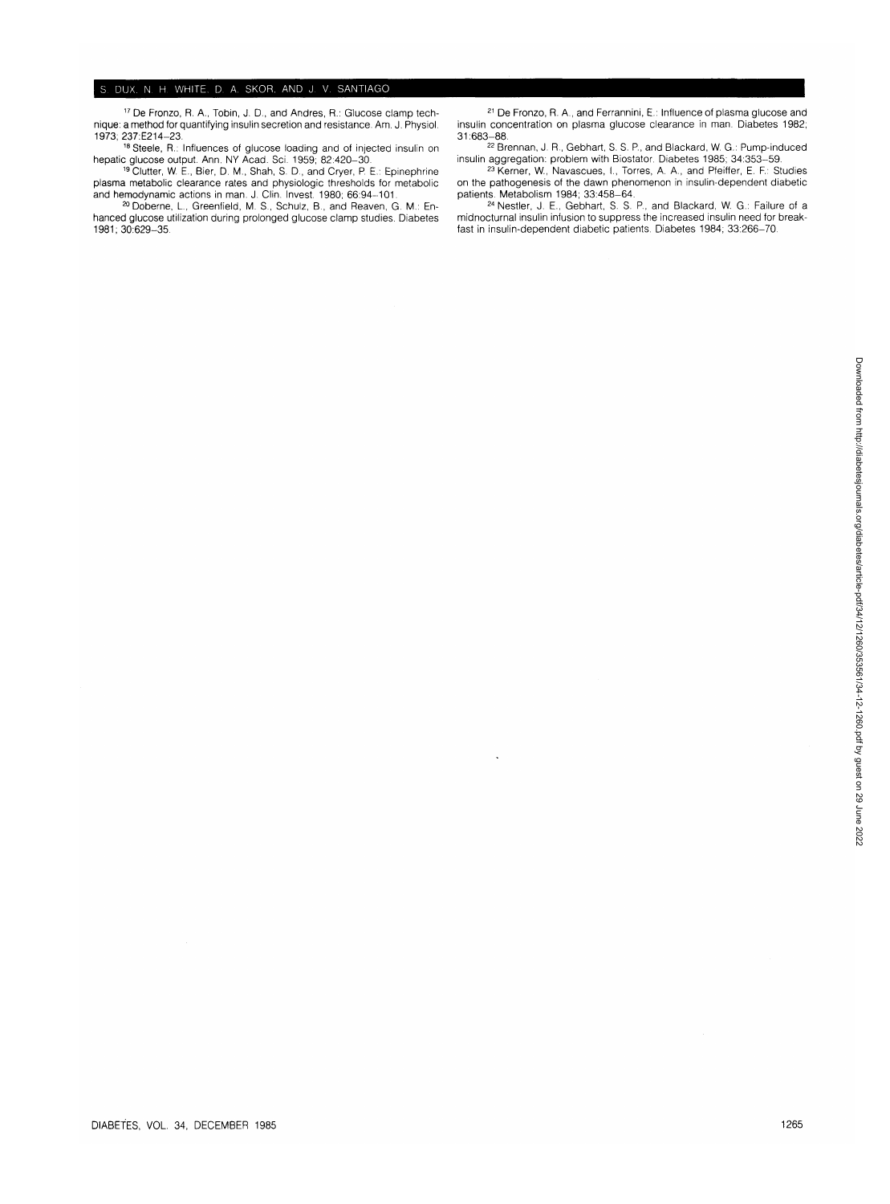[17] De Fronzo, R. A., Tobin, J. D., and Andres, R.: Glucose clamp technique: a method for quantifying insulin secretion and resistance. Am. J. Physiol. 1973; 237:E214–23.

[18] Steele, R.: Influences of glucose loading and of injected insulin on hepatic glucose output. Ann. NY Acad. Sci. 1959; 82:420–30.

[19] Clutter, W. E., Bier, D. M., Shah, S. D., and Cryer, P. E.: Epinephrine plasma metabolic clearance rates and physiologic thresholds for metabolic and hemodynamic actions in man. J. Clin. Invest. 1980; 66:94–101.

[20] Doberne, L., Greenfield, M. S., Schulz, B., and Reaven, G. M.: Enhanced glucose utilization during prolonged glucose clamp studies. Diabetes 1981; 30:629–35.

[21] De Fronzo, R. A., and Ferrannini, E.: Influence of plasma glucose and insulin concentration on plasma glucose clearance in man. Diabetes 1982; 31:683–88.

[22] Brennan, J. R., Gebhart, S. S. P., and Blackard, W. G.: Pump-induced insulin aggregation: problem with Biostator. Diabetes 1985; 34:353–59.

[23] Kerner, W., Navascues, I., Torres, A. A., and Pfeiffer, E. F.: Studies on the pathogenesis of the dawn phenomenon in insulin-dependent diabetic patients. Metabolism 1984; 33:458–64.

[24] Nestler, J. E., Gebhart, S. S. P., and Blackard, W. G.: Failure of a midnocturnal insulin infusion to suppress the increased insulin need for breakfast in insulin-dependent diabetic patients. Diabetes 1984; 33:266–70.